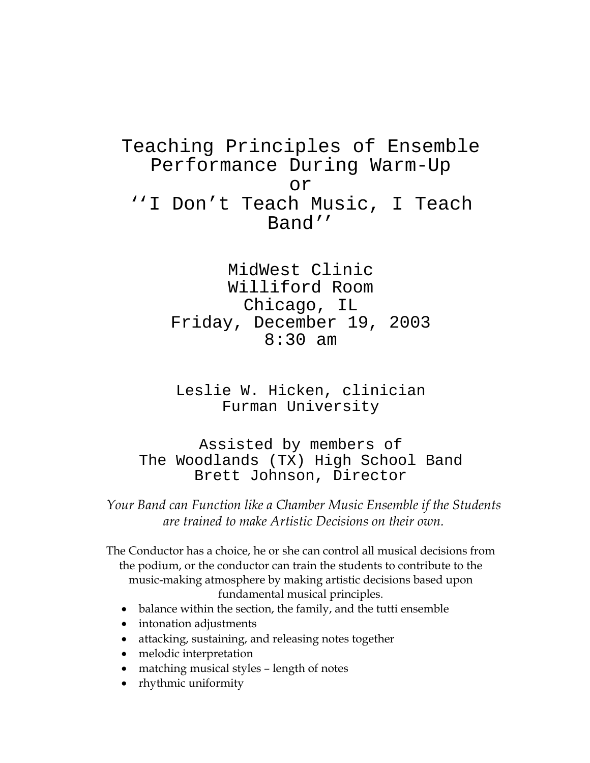# Teaching Principles of Ensemble Performance During Warm-Up
# or
# ''I Don't Teach Music, I Teach Band''

MidWest Clinic
Williford Room
Chicago, IL
Friday, December 19, 2003
8:30 am

Leslie W. Hicken, clinician
Furman University

Assisted by members of
The Woodlands (TX) High School Band
Brett Johnson, Director

*Your Band can Function like a Chamber Music Ensemble if the Students are trained to make Artistic Decisions on their own.*

The Conductor has a choice, he or she can control all musical decisions from the podium, or the conductor can train the students to contribute to the music-making atmosphere by making artistic decisions based upon fundamental musical principles.

- balance within the section, the family, and the tutti ensemble
- intonation adjustments
- attacking, sustaining, and releasing notes together
- melodic interpretation
- matching musical styles – length of notes
- rhythmic uniformity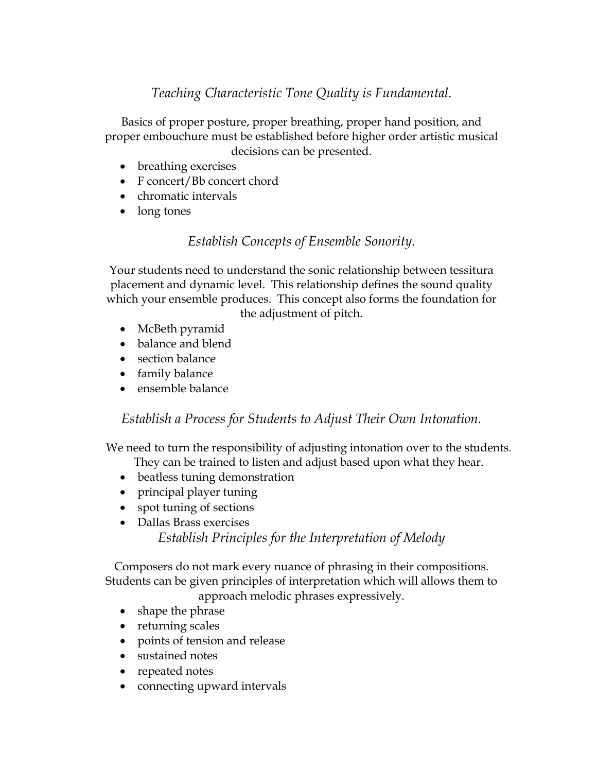## *Teaching Characteristic Tone Quality is Fundamental.*

Basics of proper posture, proper breathing, proper hand position, and proper embouchure must be established before higher order artistic musical decisions can be presented.

- breathing exercises
- F concert/Bb concert chord
- chromatic intervals
- long tones

## *Establish Concepts of Ensemble Sonority.*

Your students need to understand the sonic relationship between tessitura placement and dynamic level. This relationship defines the sound quality which your ensemble produces. This concept also forms the foundation for the adjustment of pitch.

- McBeth pyramid
- balance and blend
- section balance
- family balance
- ensemble balance

## *Establish a Process for Students to Adjust Their Own Intonation.*

We need to turn the responsibility of adjusting intonation over to the students. They can be trained to listen and adjust based upon what they hear.

- beatless tuning demonstration
- principal player tuning
- spot tuning of sections
- Dallas Brass exercises

## *Establish Principles for the Interpretation of Melody*

Composers do not mark every nuance of phrasing in their compositions. Students can be given principles of interpretation which will allows them to approach melodic phrases expressively.

- shape the phrase
- returning scales
- points of tension and release
- sustained notes
- repeated notes
- connecting upward intervals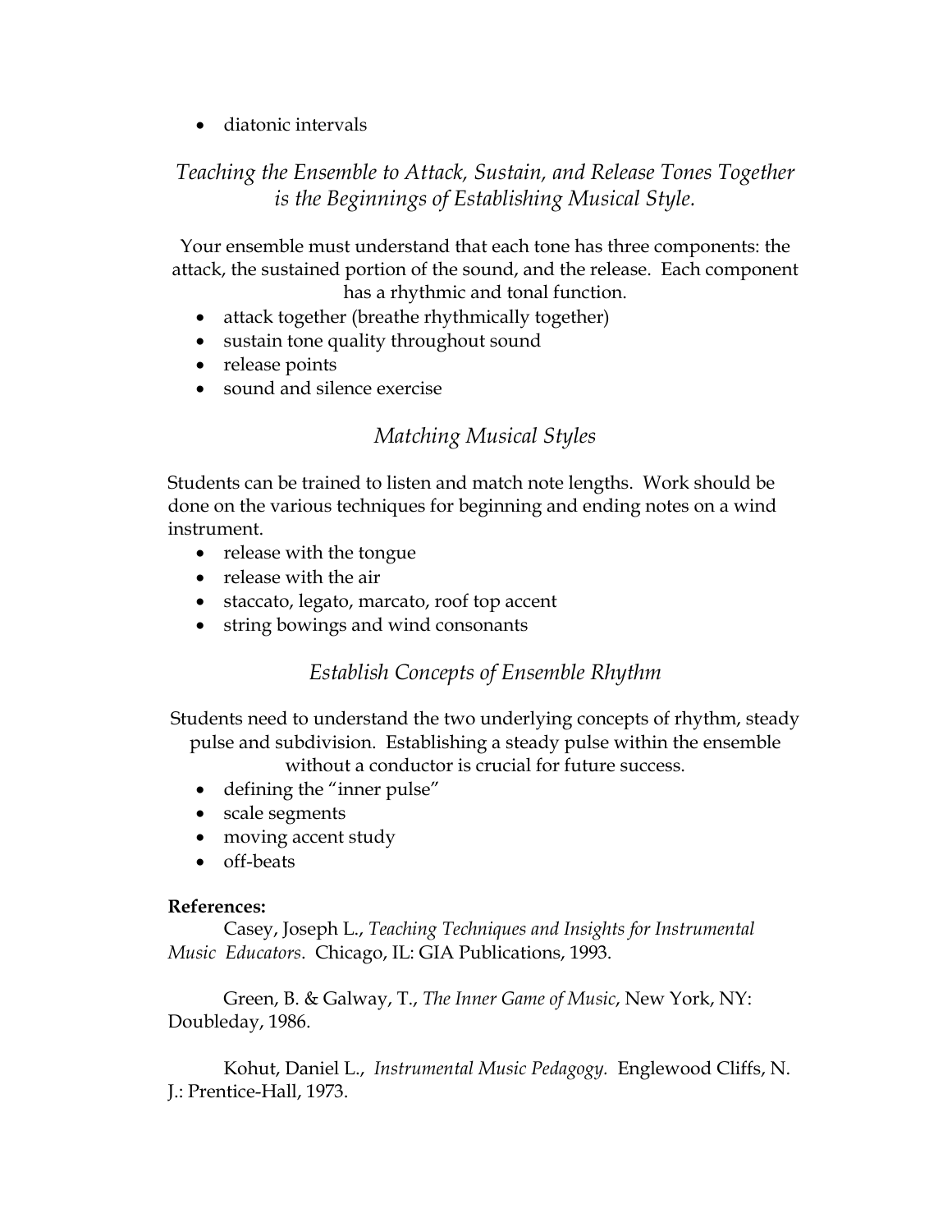- diatonic intervals

## *Teaching the Ensemble to Attack, Sustain, and Release Tones Together is the Beginnings of Establishing Musical Style.*

Your ensemble must understand that each tone has three components: the attack, the sustained portion of the sound, and the release. Each component has a rhythmic and tonal function.

- attack together (breathe rhythmically together)
- sustain tone quality throughout sound
- release points
- sound and silence exercise

## *Matching Musical Styles*

Students can be trained to listen and match note lengths. Work should be done on the various techniques for beginning and ending notes on a wind instrument.

- release with the tongue
- release with the air
- staccato, legato, marcato, roof top accent
- string bowings and wind consonants

## *Establish Concepts of Ensemble Rhythm*

Students need to understand the two underlying concepts of rhythm, steady pulse and subdivision. Establishing a steady pulse within the ensemble without a conductor is crucial for future success.

- defining the "inner pulse"
- scale segments
- moving accent study
- off-beats

**References:**

Casey, Joseph L., *Teaching Techniques and Insights for Instrumental Music Educators*. Chicago, IL: GIA Publications, 1993.

Green, B. & Galway, T., *The Inner Game of Music*, New York, NY: Doubleday, 1986.

Kohut, Daniel L., *Instrumental Music Pedagogy.* Englewood Cliffs, N. J.: Prentice-Hall, 1973.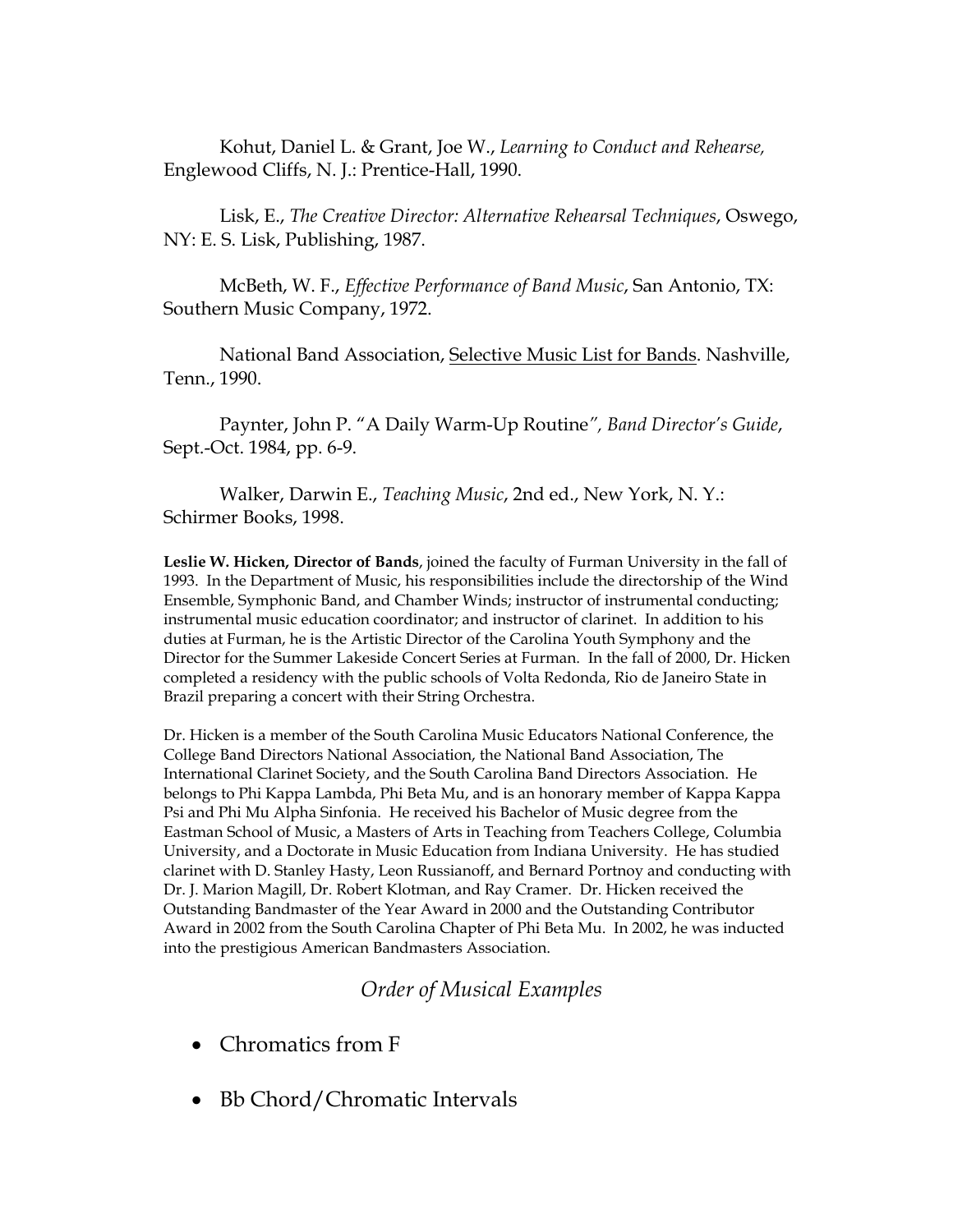Kohut, Daniel L. & Grant, Joe W., *Learning to Conduct and Rehearse,* Englewood Cliffs, N. J.: Prentice-Hall, 1990.

Lisk, E., *The Creative Director: Alternative Rehearsal Techniques*, Oswego, NY: E. S. Lisk, Publishing, 1987.

McBeth, W. F., *Effective Performance of Band Music*, San Antonio, TX: Southern Music Company, 1972.

National Band Association, <u>Selective Music List for Bands</u>. Nashville, Tenn., 1990.

Paynter, John P. "A Daily Warm-Up Routine*", Band Director's Guide*, Sept.-Oct. 1984, pp. 6-9.

Walker, Darwin E., *Teaching Music*, 2nd ed., New York, N. Y.: Schirmer Books, 1998.

**Leslie W. Hicken, Director of Bands**, joined the faculty of Furman University in the fall of 1993. In the Department of Music, his responsibilities include the directorship of the Wind Ensemble, Symphonic Band, and Chamber Winds; instructor of instrumental conducting; instrumental music education coordinator; and instructor of clarinet. In addition to his duties at Furman, he is the Artistic Director of the Carolina Youth Symphony and the Director for the Summer Lakeside Concert Series at Furman. In the fall of 2000, Dr. Hicken completed a residency with the public schools of Volta Redonda, Rio de Janeiro State in Brazil preparing a concert with their String Orchestra.

Dr. Hicken is a member of the South Carolina Music Educators National Conference, the College Band Directors National Association, the National Band Association, The International Clarinet Society, and the South Carolina Band Directors Association. He belongs to Phi Kappa Lambda, Phi Beta Mu, and is an honorary member of Kappa Kappa Psi and Phi Mu Alpha Sinfonia. He received his Bachelor of Music degree from the Eastman School of Music, a Masters of Arts in Teaching from Teachers College, Columbia University, and a Doctorate in Music Education from Indiana University. He has studied clarinet with D. Stanley Hasty, Leon Russianoff, and Bernard Portnoy and conducting with Dr. J. Marion Magill, Dr. Robert Klotman, and Ray Cramer. Dr. Hicken received the Outstanding Bandmaster of the Year Award in 2000 and the Outstanding Contributor Award in 2002 from the South Carolina Chapter of Phi Beta Mu. In 2002, he was inducted into the prestigious American Bandmasters Association.

## *Order of Musical Examples*

- Chromatics from F
- Bb Chord/Chromatic Intervals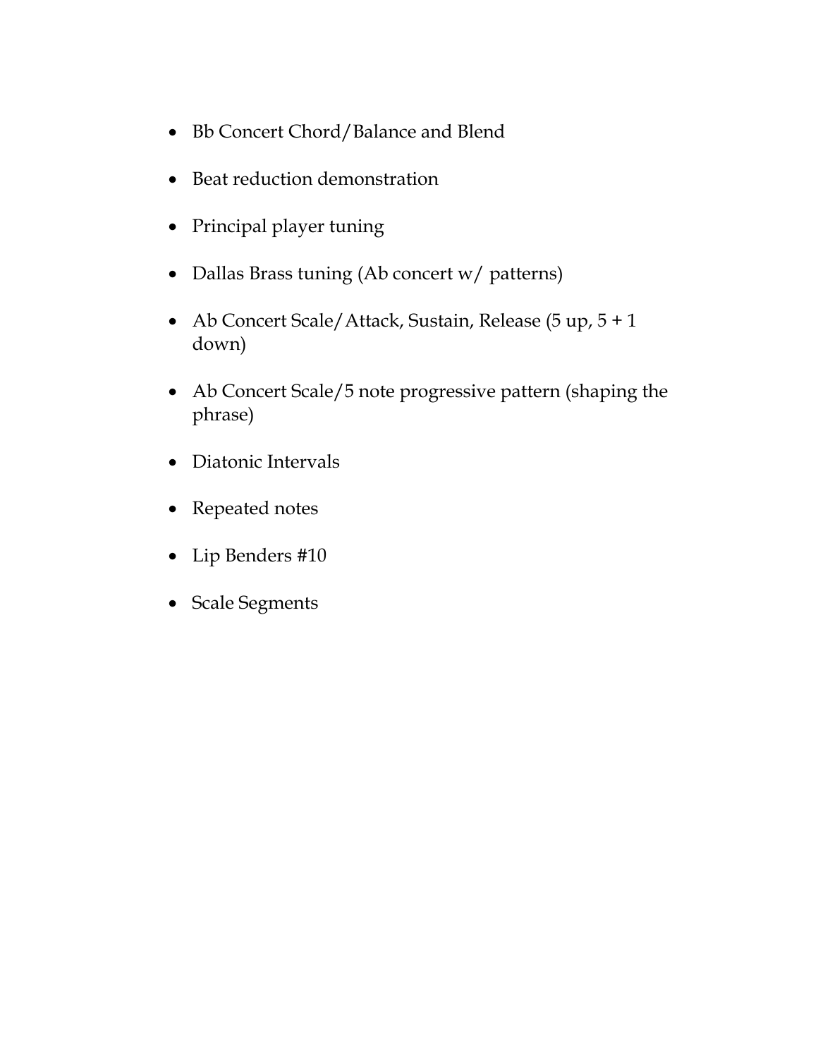- Bb Concert Chord/Balance and Blend
- Beat reduction demonstration
- Principal player tuning
- Dallas Brass tuning (Ab concert w/ patterns)
- Ab Concert Scale/Attack, Sustain, Release (5 up, 5 + 1 down)
- Ab Concert Scale/5 note progressive pattern (shaping the phrase)
- Diatonic Intervals
- Repeated notes
- Lip Benders #10
- Scale Segments